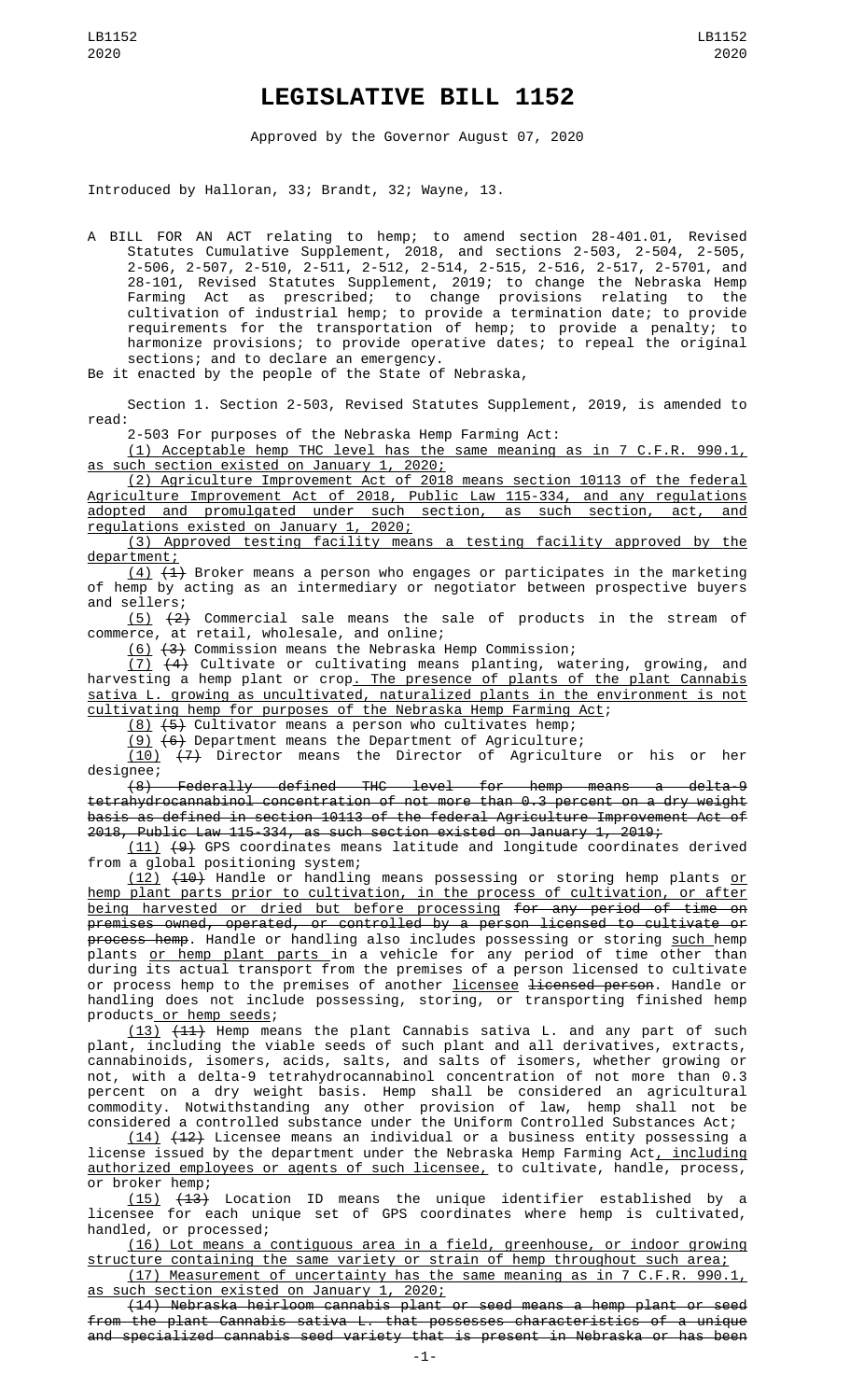# LEGISLATIVE BILL 1152

Approved by the Governor August 07, 2020

Introduced by Halloran, 33; Brandt, 32; Wayne, 13.

A BILL FOR AN ACT relating to hemp; to amend section 28-401.01, Revised Statutes Cumulative Supplement, 2018, and sections 2-503, 2-504, 2-505, 2-506, 2-507, 2-510, 2-511, 2-512, 2-514, 2-515, 2-516, 2-517, 2-5701, and 28-101, Revised Statutes Supplement, 2019; to change the Nebraska Hemp Farming Act as prescribed; to change provisions relating to the cultivation of industrial hemp; to provide a termination date; to provide requirements for the transportation of hemp; to provide a penalty; to harmonize provisions; to provide operative dates; to repeal the original sections; and to declare an emergency.

Be it enacted by the people of the State of Nebraska,

Section 1. Section 2-503, Revised Statutes Supplement, 2019, is amended to read:

2-503 For purposes of the Nebraska Hemp Farming Act:

(1) Acceptable hemp THC level has the same meaning as in 7 C.F.R. 990.1, as such section existed on January 1, 2020;

(2) Agriculture Improvement Act of 2018 means section 10113 of the federal Agriculture Improvement Act of 2018, Public Law 115-334, and any regulations adopted and promulgated under such section, as such section, act, and regulations existed on January 1, 2020;

(3) Approved testing facility means a testing facility approved by the department;

(4) ~~(1)~~ Broker means a person who engages or participates in the marketing of hemp by acting as an intermediary or negotiator between prospective buyers and sellers;

(5) ~~(2)~~ Commercial sale means the sale of products in the stream of commerce, at retail, wholesale, and online;

(6) ~~(3)~~ Commission means the Nebraska Hemp Commission;

(7) ~~(4)~~ Cultivate or cultivating means planting, watering, growing, and harvesting a hemp plant or crop. The presence of plants of the plant Cannabis sativa L. growing as uncultivated, naturalized plants in the environment is not cultivating hemp for purposes of the Nebraska Hemp Farming Act;

(8) ~~(5)~~ Cultivator means a person who cultivates hemp;

(9) ~~(6)~~ Department means the Department of Agriculture;

(10) ~~(7)~~ Director means the Director of Agriculture or his or her designee;

~~(8) Federally defined THC level for hemp means a delta-9 tetrahydrocannabinol concentration of not more than 0.3 percent on a dry weight basis as defined in section 10113 of the federal Agriculture Improvement Act of 2018, Public Law 115-334, as such section existed on January 1, 2019;~~

(11) ~~(9)~~ GPS coordinates means latitude and longitude coordinates derived from a global positioning system;

(12) ~~(10)~~ Handle or handling means possessing or storing hemp plants or hemp plant parts prior to cultivation, in the process of cultivation, or after being harvested or dried but before processing ~~for any period of time on premises owned, operated, or controlled by a person licensed to cultivate or process hemp~~. Handle or handling also includes possessing or storing such hemp plants or hemp plant parts in a vehicle for any period of time other than during its actual transport from the premises of a person licensed to cultivate or process hemp to the premises of another licensee ~~licensed person~~. Handle or handling does not include possessing, storing, or transporting finished hemp products or hemp seeds;

(13) ~~(11)~~ Hemp means the plant Cannabis sativa L. and any part of such plant, including the viable seeds of such plant and all derivatives, extracts, cannabinoids, isomers, acids, salts, and salts of isomers, whether growing or not, with a delta-9 tetrahydrocannabinol concentration of not more than 0.3 percent on a dry weight basis. Hemp shall be considered an agricultural commodity. Notwithstanding any other provision of law, hemp shall not be considered a controlled substance under the Uniform Controlled Substances Act;

(14) ~~(12)~~ Licensee means an individual or a business entity possessing a license issued by the department under the Nebraska Hemp Farming Act, including authorized employees or agents of such licensee, to cultivate, handle, process, or broker hemp;

(15) ~~(13)~~ Location ID means the unique identifier established by a licensee for each unique set of GPS coordinates where hemp is cultivated, handled, or processed;

(16) Lot means a contiguous area in a field, greenhouse, or indoor growing structure containing the same variety or strain of hemp throughout such area;

(17) Measurement of uncertainty has the same meaning as in 7 C.F.R. 990.1, as such section existed on January 1, 2020;

~~(14) Nebraska heirloom cannabis plant or seed means a hemp plant or seed from the plant Cannabis sativa L. that possesses characteristics of a unique and specialized cannabis seed variety that is present in Nebraska or has been~~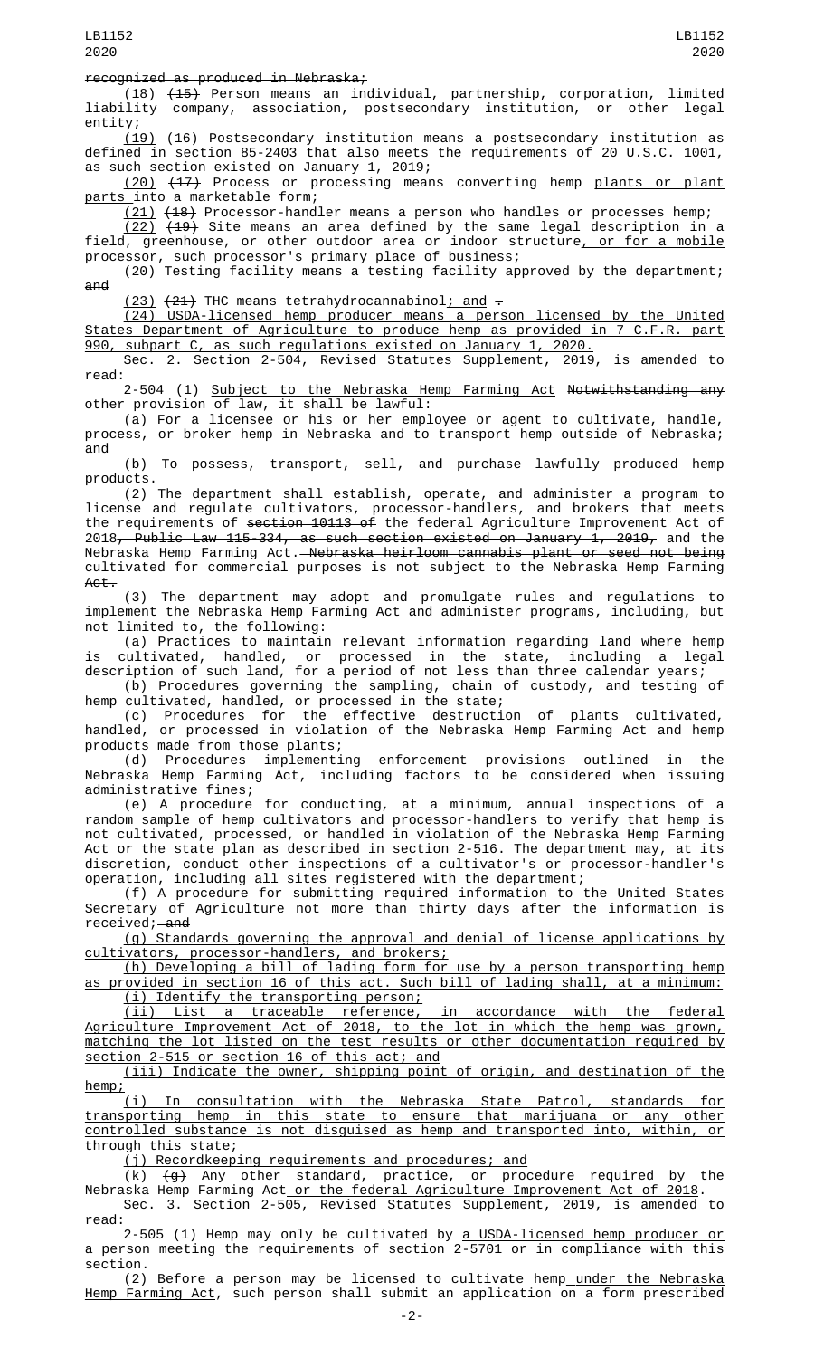recognized as produced in Nebraska;

(18) (15) Person means an individual, partnership, corporation, limited liability company, association, postsecondary institution, or other legal entity;

(19) (16) Postsecondary institution means a postsecondary institution as defined in section 85-2403 that also meets the requirements of 20 U.S.C. 1001, as such section existed on January 1, 2019;

(20) (17) Process or processing means converting hemp plants or plant parts into a marketable form;

(21) (18) Processor-handler means a person who handles or processes hemp;

(22) (19) Site means an area defined by the same legal description in a field, greenhouse, or other outdoor area or indoor structure, or for a mobile processor, such processor's primary place of business;

(20) Testing facility means a testing facility approved by the department; and

(23) (21) THC means tetrahydrocannabinol; and .

(24) USDA-licensed hemp producer means a person licensed by the United States Department of Agriculture to produce hemp as provided in 7 C.F.R. part 990, subpart C, as such regulations existed on January 1, 2020.

Sec. 2. Section 2-504, Revised Statutes Supplement, 2019, is amended to read:

2-504 (1) Subject to the Nebraska Hemp Farming Act Notwithstanding any other provision of law, it shall be lawful:

(a) For a licensee or his or her employee or agent to cultivate, handle, process, or broker hemp in Nebraska and to transport hemp outside of Nebraska; and

(b) To possess, transport, sell, and purchase lawfully produced hemp products.

(2) The department shall establish, operate, and administer a program to license and regulate cultivators, processor-handlers, and brokers that meets the requirements of section 10113 of the federal Agriculture Improvement Act of 2018, Public Law 115-334, as such section existed on January 1, 2019, and the Nebraska Hemp Farming Act. Nebraska heirloom cannabis plant or seed not being cultivated for commercial purposes is not subject to the Nebraska Hemp Farming Act.

(3) The department may adopt and promulgate rules and regulations to implement the Nebraska Hemp Farming Act and administer programs, including, but not limited to, the following:

(a) Practices to maintain relevant information regarding land where hemp is cultivated, handled, or processed in the state, including a legal description of such land, for a period of not less than three calendar years;

(b) Procedures governing the sampling, chain of custody, and testing of hemp cultivated, handled, or processed in the state;

(c) Procedures for the effective destruction of plants cultivated, handled, or processed in violation of the Nebraska Hemp Farming Act and hemp products made from those plants;

(d) Procedures implementing enforcement provisions outlined in the Nebraska Hemp Farming Act, including factors to be considered when issuing administrative fines;

(e) A procedure for conducting, at a minimum, annual inspections of a random sample of hemp cultivators and processor-handlers to verify that hemp is not cultivated, processed, or handled in violation of the Nebraska Hemp Farming Act or the state plan as described in section 2-516. The department may, at its discretion, conduct other inspections of a cultivator's or processor-handler's operation, including all sites registered with the department;

(f) A procedure for submitting required information to the United States Secretary of Agriculture not more than thirty days after the information is received; and

(g) Standards governing the approval and denial of license applications by cultivators, processor-handlers, and brokers;

(h) Developing a bill of lading form for use by a person transporting hemp as provided in section 16 of this act. Such bill of lading shall, at a minimum:

(i) Identify the transporting person;

(ii) List a traceable reference, in accordance with the federal Agriculture Improvement Act of 2018, to the lot in which the hemp was grown, matching the lot listed on the test results or other documentation required by section 2-515 or section 16 of this act; and

(iii) Indicate the owner, shipping point of origin, and destination of the hemp;

(i) In consultation with the Nebraska State Patrol, standards for transporting hemp in this state to ensure that marijuana or any other controlled substance is not disguised as hemp and transported into, within, or through this state;

(j) Recordkeeping requirements and procedures; and

(k) (g) Any other standard, practice, or procedure required by the Nebraska Hemp Farming Act or the federal Agriculture Improvement Act of 2018.

Sec. 3. Section 2-505, Revised Statutes Supplement, 2019, is amended to read:

2-505 (1) Hemp may only be cultivated by a USDA-licensed hemp producer or a person meeting the requirements of section 2-5701 or in compliance with this section.

(2) Before a person may be licensed to cultivate hemp under the Nebraska Hemp Farming Act, such person shall submit an application on a form prescribed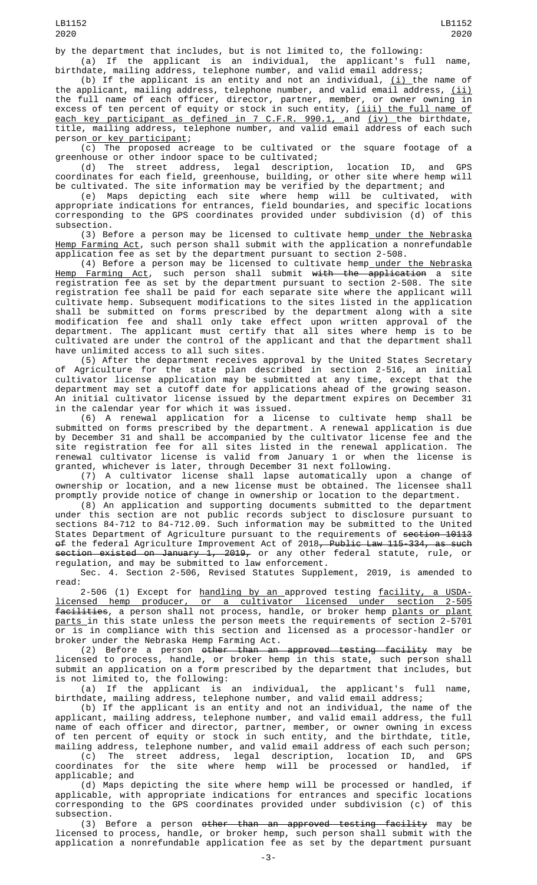by the department that includes, but is not limited to, the following:

(a) If the applicant is an individual, the applicant's full name, birthdate, mailing address, telephone number, and valid email address;

(b) If the applicant is an entity and not an individual, (i) the name of the applicant, mailing address, telephone number, and valid email address, (ii) the full name of each officer, director, partner, member, or owner owning in excess of ten percent of equity or stock in such entity, (iii) the full name of each key participant as defined in 7 C.F.R. 990.1, and (iv) the birthdate, title, mailing address, telephone number, and valid email address of each such person or key participant;

(c) The proposed acreage to be cultivated or the square footage of a greenhouse or other indoor space to be cultivated;

(d) The street address, legal description, location ID, and GPS coordinates for each field, greenhouse, building, or other site where hemp will be cultivated. The site information may be verified by the department; and

(e) Maps depicting each site where hemp will be cultivated, with appropriate indications for entrances, field boundaries, and specific locations corresponding to the GPS coordinates provided under subdivision (d) of this subsection.

(3) Before a person may be licensed to cultivate hemp under the Nebraska Hemp Farming Act, such person shall submit with the application a nonrefundable application fee as set by the department pursuant to section 2-508.

(4) Before a person may be licensed to cultivate hemp under the Nebraska Hemp Farming Act, such person shall submit with the application a site registration fee as set by the department pursuant to section 2-508. The site registration fee shall be paid for each separate site where the applicant will cultivate hemp. Subsequent modifications to the sites listed in the application shall be submitted on forms prescribed by the department along with a site modification fee and shall only take effect upon written approval of the department. The applicant must certify that all sites where hemp is to be cultivated are under the control of the applicant and that the department shall have unlimited access to all such sites.

(5) After the department receives approval by the United States Secretary of Agriculture for the state plan described in section 2-516, an initial cultivator license application may be submitted at any time, except that the department may set a cutoff date for applications ahead of the growing season. An initial cultivator license issued by the department expires on December 31 in the calendar year for which it was issued.

(6) A renewal application for a license to cultivate hemp shall be submitted on forms prescribed by the department. A renewal application is due by December 31 and shall be accompanied by the cultivator license fee and the site registration fee for all sites listed in the renewal application. The renewal cultivator license is valid from January 1 or when the license is granted, whichever is later, through December 31 next following.

(7) A cultivator license shall lapse automatically upon a change of ownership or location, and a new license must be obtained. The licensee shall promptly provide notice of change in ownership or location to the department.

(8) An application and supporting documents submitted to the department under this section are not public records subject to disclosure pursuant to sections 84-712 to 84-712.09. Such information may be submitted to the United States Department of Agriculture pursuant to the requirements of section 10113 of the federal Agriculture Improvement Act of 2018, Public Law 115-334, as such section existed on January 1, 2019, or any other federal statute, rule, or regulation, and may be submitted to law enforcement.

Sec. 4. Section 2-506, Revised Statutes Supplement, 2019, is amended to read:

2-506 (1) Except for handling by an approved testing facility, a USDA-licensed hemp producer, or a cultivator licensed under section 2-505 facilities, a person shall not process, handle, or broker hemp plants or plant parts in this state unless the person meets the requirements of section 2-5701 or is in compliance with this section and licensed as a processor-handler or broker under the Nebraska Hemp Farming Act.

(2) Before a person other than an approved testing facility may be licensed to process, handle, or broker hemp in this state, such person shall submit an application on a form prescribed by the department that includes, but is not limited to, the following:

(a) If the applicant is an individual, the applicant's full name, birthdate, mailing address, telephone number, and valid email address;

(b) If the applicant is an entity and not an individual, the name of the applicant, mailing address, telephone number, and valid email address, the full name of each officer and director, partner, member, or owner owning in excess of ten percent of equity or stock in such entity, and the birthdate, title, mailing address, telephone number, and valid email address of each such person;

(c) The street address, legal description, location ID, and GPS coordinates for the site where hemp will be processed or handled, if applicable; and

(d) Maps depicting the site where hemp will be processed or handled, if applicable, with appropriate indications for entrances and specific locations corresponding to the GPS coordinates provided under subdivision (c) of this subsection.

(3) Before a person other than an approved testing facility may be licensed to process, handle, or broker hemp, such person shall submit with the application a nonrefundable application fee as set by the department pursuant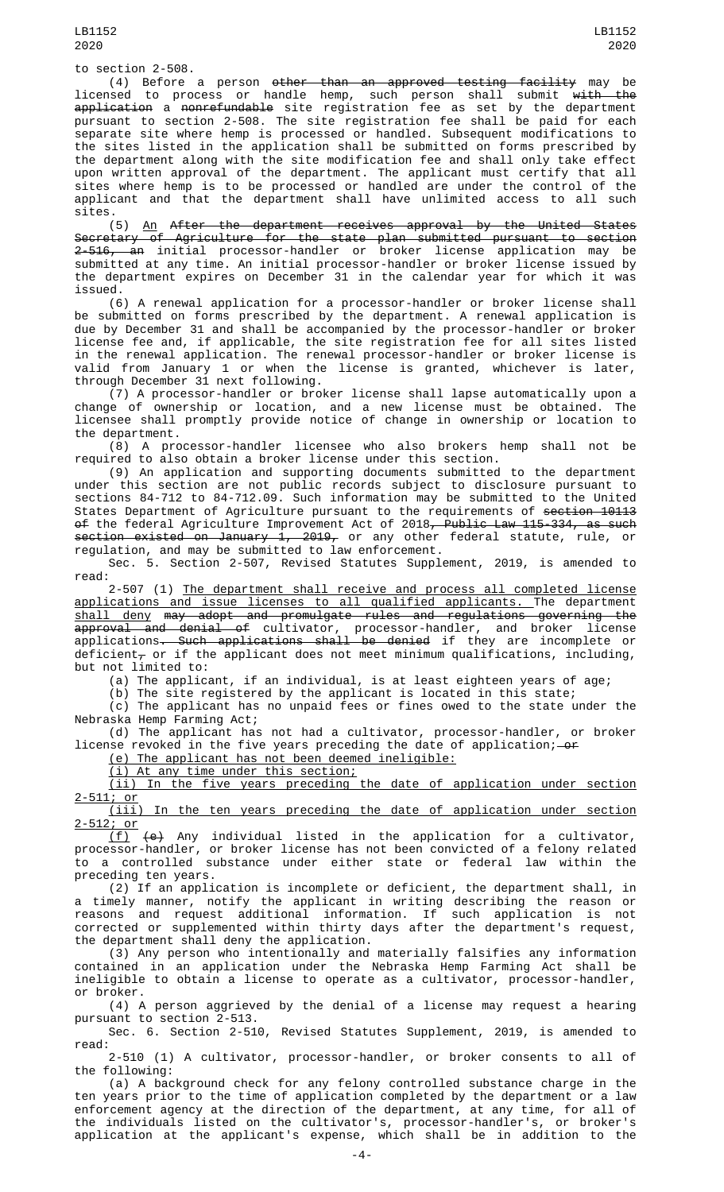to section 2-508.

(4) Before a person ~~other than an approved testing facility~~ may be licensed to process or handle hemp, such person shall submit ~~with the application~~ a ~~nonrefundable~~ site registration fee as set by the department pursuant to section 2-508. The site registration fee shall be paid for each separate site where hemp is processed or handled. Subsequent modifications to the sites listed in the application shall be submitted on forms prescribed by the department along with the site modification fee and shall only take effect upon written approval of the department. The applicant must certify that all sites where hemp is to be processed or handled are under the control of the applicant and that the department shall have unlimited access to all such sites.

(5) An ~~After the department receives approval by the United States Secretary of Agriculture for the state plan submitted pursuant to section 2-516, an~~ initial processor-handler or broker license application may be submitted at any time. An initial processor-handler or broker license issued by the department expires on December 31 in the calendar year for which it was issued.

(6) A renewal application for a processor-handler or broker license shall be submitted on forms prescribed by the department. A renewal application is due by December 31 and shall be accompanied by the processor-handler or broker license fee and, if applicable, the site registration fee for all sites listed in the renewal application. The renewal processor-handler or broker license is valid from January 1 or when the license is granted, whichever is later, through December 31 next following.

(7) A processor-handler or broker license shall lapse automatically upon a change of ownership or location, and a new license must be obtained. The licensee shall promptly provide notice of change in ownership or location to the department.

(8) A processor-handler licensee who also brokers hemp shall not be required to also obtain a broker license under this section.

(9) An application and supporting documents submitted to the department under this section are not public records subject to disclosure pursuant to sections 84-712 to 84-712.09. Such information may be submitted to the United States Department of Agriculture pursuant to the requirements of ~~section 10113 of~~ the federal Agriculture Improvement Act of 2018~~, Public Law 115-334, as such section existed on January 1, 2019,~~ or any other federal statute, rule, or regulation, and may be submitted to law enforcement.

Sec. 5. Section 2-507, Revised Statutes Supplement, 2019, is amended to read:

2-507 (1) The department shall receive and process all completed license applications and issue licenses to all qualified applicants. The department shall deny ~~may adopt and promulgate rules and regulations governing the approval and denial of~~ cultivator, processor-handler, and broker license applications~~. Such applications shall be denied~~ if they are incomplete or deficient~~,~~ or if the applicant does not meet minimum qualifications, including, but not limited to:

(a) The applicant, if an individual, is at least eighteen years of age;

(b) The site registered by the applicant is located in this state;

(c) The applicant has no unpaid fees or fines owed to the state under the Nebraska Hemp Farming Act;

(d) The applicant has not had a cultivator, processor-handler, or broker license revoked in the five years preceding the date of application; ~~or~~

(e) The applicant has not been deemed ineligible:

(i) At any time under this section;

(ii) In the five years preceding the date of application under section 2-511; or

(iii) In the ten years preceding the date of application under section 2-512; or

(f) ~~(e)~~ Any individual listed in the application for a cultivator, processor-handler, or broker license has not been convicted of a felony related to a controlled substance under either state or federal law within the preceding ten years.

(2) If an application is incomplete or deficient, the department shall, in a timely manner, notify the applicant in writing describing the reason or reasons and request additional information. If such application is not corrected or supplemented within thirty days after the department's request, the department shall deny the application.

(3) Any person who intentionally and materially falsifies any information contained in an application under the Nebraska Hemp Farming Act shall be ineligible to obtain a license to operate as a cultivator, processor-handler, or broker.

(4) A person aggrieved by the denial of a license may request a hearing pursuant to section 2-513.

Sec. 6. Section 2-510, Revised Statutes Supplement, 2019, is amended to read:

2-510 (1) A cultivator, processor-handler, or broker consents to all of the following:

(a) A background check for any felony controlled substance charge in the ten years prior to the time of application completed by the department or a law enforcement agency at the direction of the department, at any time, for all of the individuals listed on the cultivator's, processor-handler's, or broker's application at the applicant's expense, which shall be in addition to the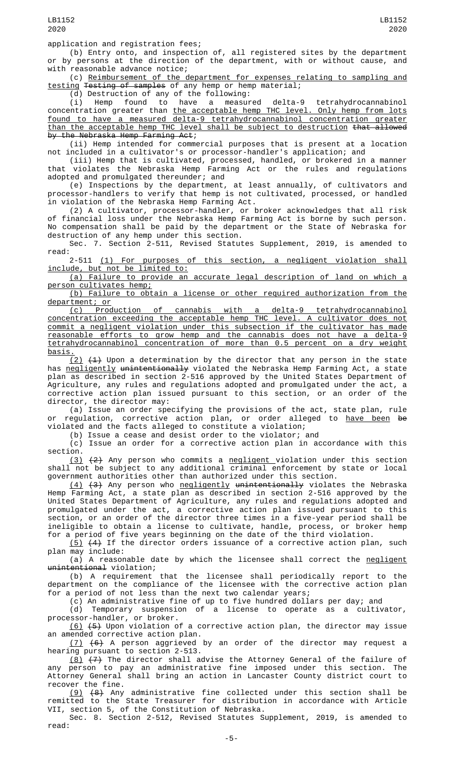application and registration fees;

(b) Entry onto, and inspection of, all registered sites by the department or by persons at the direction of the department, with or without cause, and with reasonable advance notice;

(c) Reimbursement of the department for expenses relating to sampling and testing ~~Testing of samples~~ of any hemp or hemp material;

(d) Destruction of any of the following:

(i) Hemp found to have a measured delta-9 tetrahydrocannabinol concentration greater than the acceptable hemp THC level. Only hemp from lots found to have a measured delta-9 tetrahydrocannabinol concentration greater than the acceptable hemp THC level shall be subject to destruction ~~that allowed by the Nebraska Hemp Farming Act~~;

(ii) Hemp intended for commercial purposes that is present at a location not included in a cultivator's or processor-handler's application; and

(iii) Hemp that is cultivated, processed, handled, or brokered in a manner that violates the Nebraska Hemp Farming Act or the rules and regulations adopted and promulgated thereunder; and

(e) Inspections by the department, at least annually, of cultivators and processor-handlers to verify that hemp is not cultivated, processed, or handled in violation of the Nebraska Hemp Farming Act.

(2) A cultivator, processor-handler, or broker acknowledges that all risk of financial loss under the Nebraska Hemp Farming Act is borne by such person. No compensation shall be paid by the department or the State of Nebraska for destruction of any hemp under this section.

Sec. 7. Section 2-511, Revised Statutes Supplement, 2019, is amended to read:

2-511 (1) For purposes of this section, a negligent violation shall include, but not be limited to:

(a) Failure to provide an accurate legal description of land on which a person cultivates hemp;

(b) Failure to obtain a license or other required authorization from the department; or

(c) Production of cannabis with a delta-9 tetrahydrocannabinol concentration exceeding the acceptable hemp THC level. A cultivator does not commit a negligent violation under this subsection if the cultivator has made reasonable efforts to grow hemp and the cannabis does not have a delta-9 tetrahydrocannabinol concentration of more than 0.5 percent on a dry weight basis.

(2) ~~(1)~~ Upon a determination by the director that any person in the state has negligently ~~unintentionally~~ violated the Nebraska Hemp Farming Act, a state plan as described in section 2-516 approved by the United States Department of Agriculture, any rules and regulations adopted and promulgated under the act, a corrective action plan issued pursuant to this section, or an order of the director, the director may:

(a) Issue an order specifying the provisions of the act, state plan, rule or regulation, corrective action plan, or order alleged to have been ~~be~~ violated and the facts alleged to constitute a violation;

(b) Issue a cease and desist order to the violator; and

(c) Issue an order for a corrective action plan in accordance with this section.

(3) ~~(2)~~ Any person who commits a negligent violation under this section shall not be subject to any additional criminal enforcement by state or local government authorities other than authorized under this section.

(4) ~~(3)~~ Any person who negligently ~~unintentionally~~ violates the Nebraska Hemp Farming Act, a state plan as described in section 2-516 approved by the United States Department of Agriculture, any rules and regulations adopted and promulgated under the act, a corrective action plan issued pursuant to this section, or an order of the director three times in a five-year period shall be ineligible to obtain a license to cultivate, handle, process, or broker hemp for a period of five years beginning on the date of the third violation.

(5) ~~(4)~~ If the director orders issuance of a corrective action plan, such plan may include:

(a) A reasonable date by which the licensee shall correct the negligent ~~unintentional~~ violation;

(b) A requirement that the licensee shall periodically report to the department on the compliance of the licensee with the corrective action plan for a period of not less than the next two calendar years;

(c) An administrative fine of up to five hundred dollars per day; and

(d) Temporary suspension of a license to operate as a cultivator, processor-handler, or broker.

(6) ~~(5)~~ Upon violation of a corrective action plan, the director may issue an amended corrective action plan.

(7) ~~(6)~~ A person aggrieved by an order of the director may request a hearing pursuant to section 2-513.

(8) ~~(7)~~ The director shall advise the Attorney General of the failure of any person to pay an administrative fine imposed under this section. The Attorney General shall bring an action in Lancaster County district court to recover the fine.

(9) ~~(8)~~ Any administrative fine collected under this section shall be remitted to the State Treasurer for distribution in accordance with Article VII, section 5, of the Constitution of Nebraska.

Sec. 8. Section 2-512, Revised Statutes Supplement, 2019, is amended to read: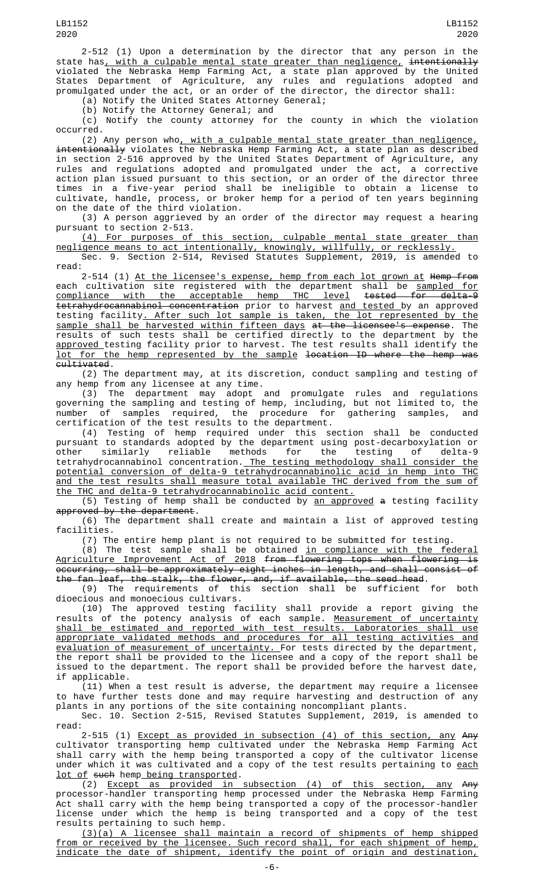2-512 (1) Upon a determination by the director that any person in the state has, with a culpable mental state greater than negligence, intentionally violated the Nebraska Hemp Farming Act, a state plan approved by the United States Department of Agriculture, any rules and regulations adopted and promulgated under the act, or an order of the director, the director shall:

(a) Notify the United States Attorney General;

(b) Notify the Attorney General; and

(c) Notify the county attorney for the county in which the violation occurred.

(2) Any person who, with a culpable mental state greater than negligence, intentionally violates the Nebraska Hemp Farming Act, a state plan as described in section 2-516 approved by the United States Department of Agriculture, any rules and regulations adopted and promulgated under the act, a corrective action plan issued pursuant to this section, or an order of the director three times in a five-year period shall be ineligible to obtain a license to cultivate, handle, process, or broker hemp for a period of ten years beginning on the date of the third violation.

(3) A person aggrieved by an order of the director may request a hearing pursuant to section 2-513.

(4) For purposes of this section, culpable mental state greater than negligence means to act intentionally, knowingly, willfully, or recklessly.

Sec. 9. Section 2-514, Revised Statutes Supplement, 2019, is amended to read:

2-514 (1) At the licensee's expense, hemp from each lot grown at Hemp from each cultivation site registered with the department shall be sampled for compliance with the acceptable hemp THC level tested for delta-9 tetrahydrocannabinol concentration prior to harvest and tested by an approved testing facility. After such lot sample is taken, the lot represented by the sample shall be harvested within fifteen days at the licensee's expense. The results of such tests shall be certified directly to the department by the approved testing facility prior to harvest. The test results shall identify the lot for the hemp represented by the sample location ID where the hemp was cultivated.

(2) The department may, at its discretion, conduct sampling and testing of any hemp from any licensee at any time.

(3) The department may adopt and promulgate rules and regulations governing the sampling and testing of hemp, including, but not limited to, the number of samples required, the procedure for gathering samples, and certification of the test results to the department.

(4) Testing of hemp required under this section shall be conducted pursuant to standards adopted by the department using post-decarboxylation or other similarly reliable methods for the testing of delta-9 tetrahydrocannabinol concentration. The testing methodology shall consider the potential conversion of delta-9 tetrahydrocannabinolic acid in hemp into THC and the test results shall measure total available THC derived from the sum of the THC and delta-9 tetrahydrocannabinolic acid content.

(5) Testing of hemp shall be conducted by an approved a testing facility approved by the department.

(6) The department shall create and maintain a list of approved testing facilities.

(7) The entire hemp plant is not required to be submitted for testing.

(8) The test sample shall be obtained in compliance with the federal Agriculture Improvement Act of 2018 from flowering tops when flowering is occurring, shall be approximately eight inches in length, and shall consist of the fan leaf, the stalk, the flower, and, if available, the seed head.

(9) The requirements of this section shall be sufficient for both dioecious and monoecious cultivars.

(10) The approved testing facility shall provide a report giving the results of the potency analysis of each sample. Measurement of uncertainty shall be estimated and reported with test results. Laboratories shall use appropriate validated methods and procedures for all testing activities and evaluation of measurement of uncertainty. For tests directed by the department, the report shall be provided to the licensee and a copy of the report shall be issued to the department. The report shall be provided before the harvest date, if applicable.

(11) When a test result is adverse, the department may require a licensee to have further tests done and may require harvesting and destruction of any plants in any portions of the site containing noncompliant plants.

Sec. 10. Section 2-515, Revised Statutes Supplement, 2019, is amended to read:

2-515 (1) Except as provided in subsection (4) of this section, any Any cultivator transporting hemp cultivated under the Nebraska Hemp Farming Act shall carry with the hemp being transported a copy of the cultivator license under which it was cultivated and a copy of the test results pertaining to each lot of such hemp being transported.

(2) Except as provided in subsection (4) of this section, any Any processor-handler transporting hemp processed under the Nebraska Hemp Farming Act shall carry with the hemp being transported a copy of the processor-handler license under which the hemp is being transported and a copy of the test results pertaining to such hemp.

(3)(a) A licensee shall maintain a record of shipments of hemp shipped from or received by the licensee. Such record shall, for each shipment of hemp, indicate the date of shipment, identify the point of origin and destination,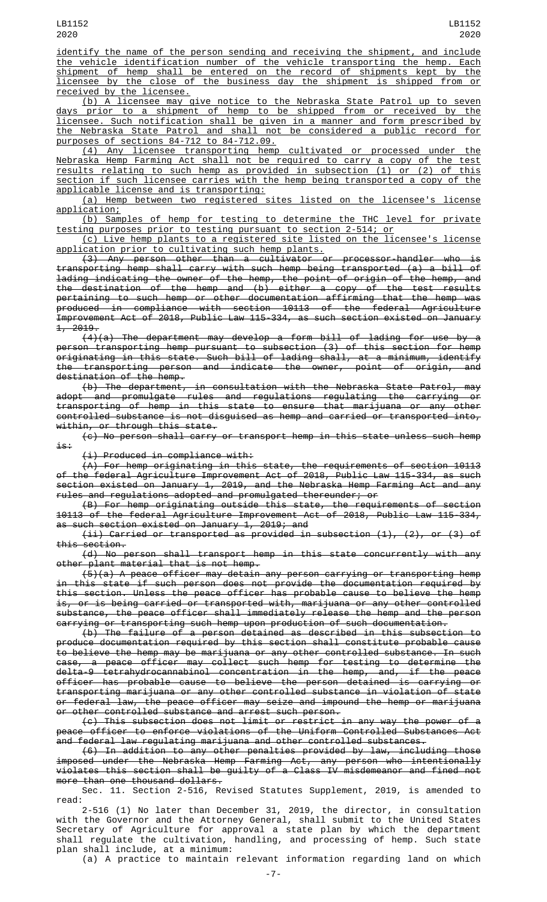identify the name of the person sending and receiving the shipment, and include the vehicle identification number of the vehicle transporting the hemp. Each shipment of hemp shall be entered on the record of shipments kept by the licensee by the close of the business day the shipment is shipped from or received by the licensee.

(b) A licensee may give notice to the Nebraska State Patrol up to seven days prior to a shipment of hemp to be shipped from or received by the licensee. Such notification shall be given in a manner and form prescribed by the Nebraska State Patrol and shall not be considered a public record for purposes of sections 84-712 to 84-712.09.

(4) Any licensee transporting hemp cultivated or processed under the Nebraska Hemp Farming Act shall not be required to carry a copy of the test results relating to such hemp as provided in subsection (1) or (2) of this section if such licensee carries with the hemp being transported a copy of the applicable license and is transporting:

(a) Hemp between two registered sites listed on the licensee's license application;

(b) Samples of hemp for testing to determine the THC level for private testing purposes prior to testing pursuant to section 2-514; or

(c) Live hemp plants to a registered site listed on the licensee's license application prior to cultivating such hemp plants.

~~(3) Any person other than a cultivator or processor-handler who is transporting hemp shall carry with such hemp being transported (a) a bill of lading indicating the owner of the hemp, the point of origin of the hemp, and the destination of the hemp and (b) either a copy of the test results pertaining to such hemp or other documentation affirming that the hemp was produced in compliance with section 10113 of the federal Agriculture Improvement Act of 2018, Public Law 115-334, as such section existed on January 1, 2019.~~

~~(4)(a) The department may develop a form bill of lading for use by a person transporting hemp pursuant to subsection (3) of this section for hemp originating in this state. Such bill of lading shall, at a minimum, identify the transporting person and indicate the owner, point of origin, and destination of the hemp.~~

~~(b) The department, in consultation with the Nebraska State Patrol, may adopt and promulgate rules and regulations regulating the carrying or transporting of hemp in this state to ensure that marijuana or any other controlled substance is not disguised as hemp and carried or transported into, within, or through this state.~~

~~(c) No person shall carry or transport hemp in this state unless such hemp is:~~

~~(i) Produced in compliance with:~~

~~(A) For hemp originating in this state, the requirements of section 10113 of the federal Agriculture Improvement Act of 2018, Public Law 115-334, as such section existed on January 1, 2019, and the Nebraska Hemp Farming Act and any rules and regulations adopted and promulgated thereunder; or~~

~~(B) For hemp originating outside this state, the requirements of section 10113 of the federal Agriculture Improvement Act of 2018, Public Law 115-334, as such section existed on January 1, 2019; and~~

~~(ii) Carried or transported as provided in subsection (1), (2), or (3) of this section.~~

~~(d) No person shall transport hemp in this state concurrently with any other plant material that is not hemp.~~

~~(5)(a) A peace officer may detain any person carrying or transporting hemp in this state if such person does not provide the documentation required by this section. Unless the peace officer has probable cause to believe the hemp is, or is being carried or transported with, marijuana or any other controlled substance, the peace officer shall immediately release the hemp and the person carrying or transporting such hemp upon production of such documentation.~~

~~(b) The failure of a person detained as described in this subsection to produce documentation required by this section shall constitute probable cause to believe the hemp may be marijuana or any other controlled substance. In such case, a peace officer may collect such hemp for testing to determine the delta-9 tetrahydrocannabinol concentration in the hemp, and, if the peace officer has probable cause to believe the person detained is carrying or transporting marijuana or any other controlled substance in violation of state or federal law, the peace officer may seize and impound the hemp or marijuana or other controlled substance and arrest such person.~~

~~(c) This subsection does not limit or restrict in any way the power of a peace officer to enforce violations of the Uniform Controlled Substances Act and federal law regulating marijuana and other controlled substances.~~

~~(6) In addition to any other penalties provided by law, including those imposed under the Nebraska Hemp Farming Act, any person who intentionally violates this section shall be guilty of a Class IV misdemeanor and fined not more than one thousand dollars.~~

Sec. 11. Section 2-516, Revised Statutes Supplement, 2019, is amended to read:

2-516 (1) No later than December 31, 2019, the director, in consultation with the Governor and the Attorney General, shall submit to the United States Secretary of Agriculture for approval a state plan by which the department shall regulate the cultivation, handling, and processing of hemp. Such state plan shall include, at a minimum:

(a) A practice to maintain relevant information regarding land on which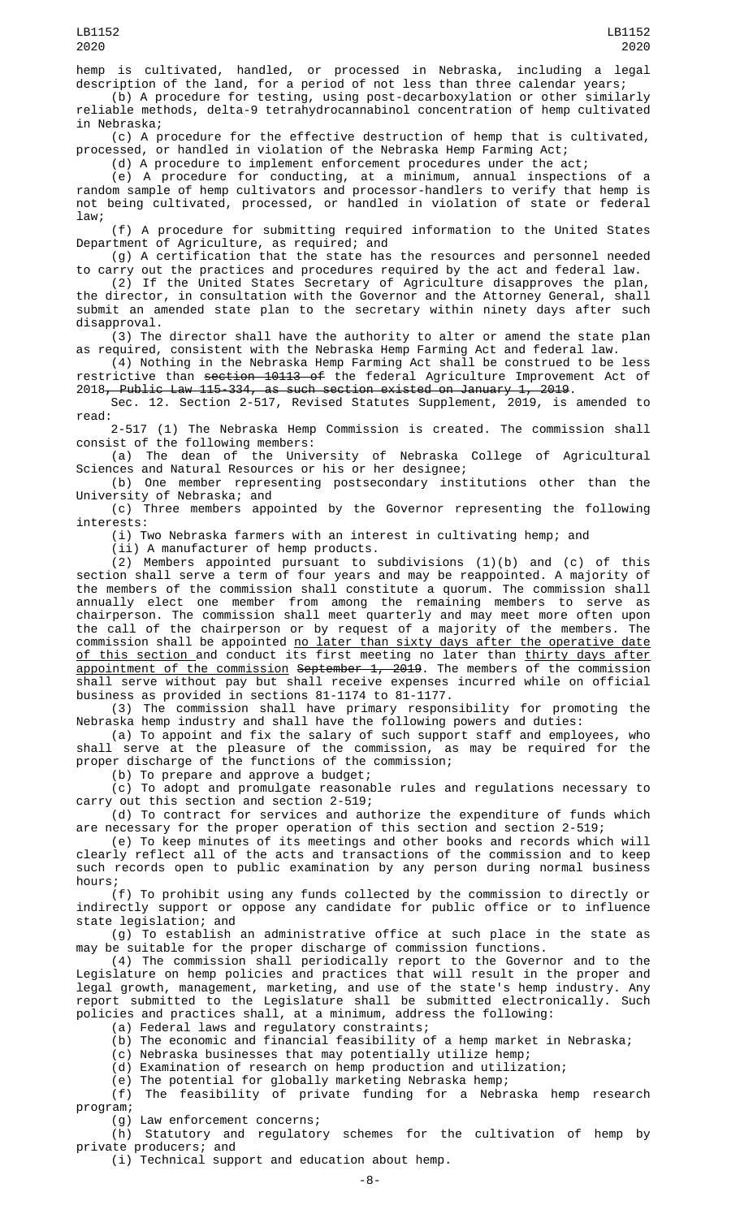hemp is cultivated, handled, or processed in Nebraska, including a legal description of the land, for a period of not less than three calendar years;

(b) A procedure for testing, using post-decarboxylation or other similarly reliable methods, delta-9 tetrahydrocannabinol concentration of hemp cultivated in Nebraska;

(c) A procedure for the effective destruction of hemp that is cultivated, processed, or handled in violation of the Nebraska Hemp Farming Act;

(d) A procedure to implement enforcement procedures under the act;

(e) A procedure for conducting, at a minimum, annual inspections of a random sample of hemp cultivators and processor-handlers to verify that hemp is not being cultivated, processed, or handled in violation of state or federal law;

(f) A procedure for submitting required information to the United States Department of Agriculture, as required; and

(g) A certification that the state has the resources and personnel needed to carry out the practices and procedures required by the act and federal law.

(2) If the United States Secretary of Agriculture disapproves the plan, the director, in consultation with the Governor and the Attorney General, shall submit an amended state plan to the secretary within ninety days after such disapproval.

(3) The director shall have the authority to alter or amend the state plan as required, consistent with the Nebraska Hemp Farming Act and federal law.

(4) Nothing in the Nebraska Hemp Farming Act shall be construed to be less restrictive than ~~section 10113 of~~ the federal Agriculture Improvement Act of 2018~~, Public Law 115-334, as such section existed on January 1, 2019~~.

Sec. 12. Section 2-517, Revised Statutes Supplement, 2019, is amended to read:

2-517 (1) The Nebraska Hemp Commission is created. The commission shall consist of the following members:

(a) The dean of the University of Nebraska College of Agricultural Sciences and Natural Resources or his or her designee;

(b) One member representing postsecondary institutions other than the University of Nebraska; and

(c) Three members appointed by the Governor representing the following interests:

(i) Two Nebraska farmers with an interest in cultivating hemp; and

(ii) A manufacturer of hemp products.

(2) Members appointed pursuant to subdivisions (1)(b) and (c) of this section shall serve a term of four years and may be reappointed. A majority of the members of the commission shall constitute a quorum. The commission shall annually elect one member from among the remaining members to serve as chairperson. The commission shall meet quarterly and may meet more often upon the call of the chairperson or by request of a majority of the members. The commission shall be appointed <u>no later than sixty days after the operative date of this section</u> and conduct its first meeting no later than <u>thirty days after appointment of the commission</u> ~~September 1, 2019~~. The members of the commission shall serve without pay but shall receive expenses incurred while on official business as provided in sections 81-1174 to 81-1177.

(3) The commission shall have primary responsibility for promoting the Nebraska hemp industry and shall have the following powers and duties:

(a) To appoint and fix the salary of such support staff and employees, who shall serve at the pleasure of the commission, as may be required for the proper discharge of the functions of the commission;

(b) To prepare and approve a budget;

(c) To adopt and promulgate reasonable rules and regulations necessary to carry out this section and section 2-519;

(d) To contract for services and authorize the expenditure of funds which are necessary for the proper operation of this section and section 2-519;

(e) To keep minutes of its meetings and other books and records which will clearly reflect all of the acts and transactions of the commission and to keep such records open to public examination by any person during normal business hours;

(f) To prohibit using any funds collected by the commission to directly or indirectly support or oppose any candidate for public office or to influence state legislation; and

(g) To establish an administrative office at such place in the state as may be suitable for the proper discharge of commission functions.

(4) The commission shall periodically report to the Governor and to the Legislature on hemp policies and practices that will result in the proper and legal growth, management, marketing, and use of the state's hemp industry. Any report submitted to the Legislature shall be submitted electronically. Such policies and practices shall, at a minimum, address the following:

(a) Federal laws and regulatory constraints;

(b) The economic and financial feasibility of a hemp market in Nebraska;

(c) Nebraska businesses that may potentially utilize hemp;

(d) Examination of research on hemp production and utilization;

(e) The potential for globally marketing Nebraska hemp;

(f) The feasibility of private funding for a Nebraska hemp research program;

(g) Law enforcement concerns;

(h) Statutory and regulatory schemes for the cultivation of hemp by private producers; and

(i) Technical support and education about hemp.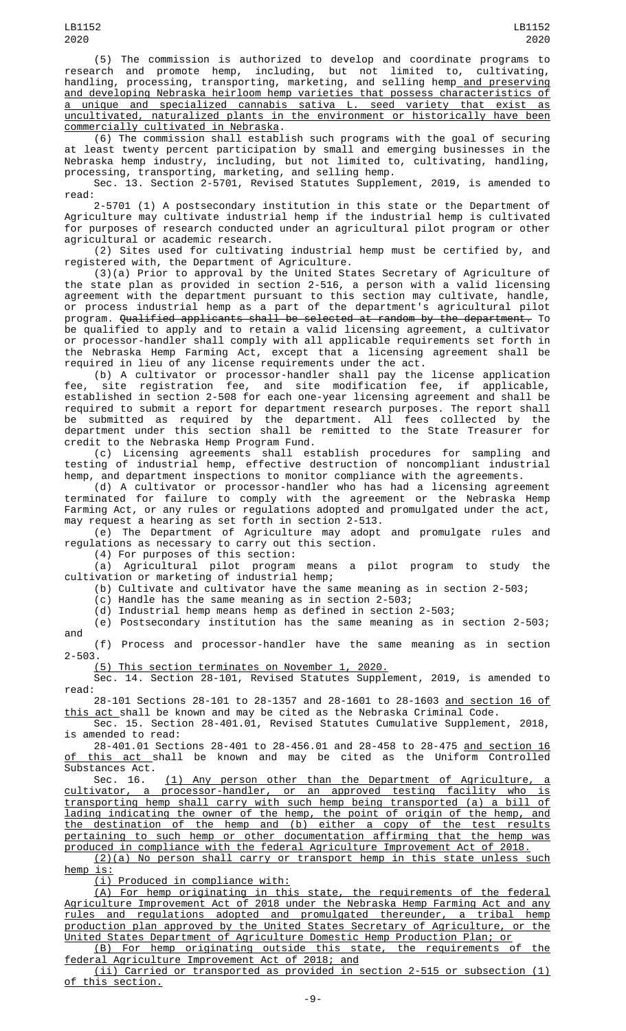(5) The commission is authorized to develop and coordinate programs to research and promote hemp, including, but not limited to, cultivating, handling, processing, transporting, marketing, and selling hemp and preserving and developing Nebraska heirloom hemp varieties that possess characteristics of a unique and specialized cannabis sativa L. seed variety that exist as uncultivated, naturalized plants in the environment or historically have been commercially cultivated in Nebraska.

(6) The commission shall establish such programs with the goal of securing at least twenty percent participation by small and emerging businesses in the Nebraska hemp industry, including, but not limited to, cultivating, handling, processing, transporting, marketing, and selling hemp.

Sec. 13. Section 2-5701, Revised Statutes Supplement, 2019, is amended to read:

2-5701 (1) A postsecondary institution in this state or the Department of Agriculture may cultivate industrial hemp if the industrial hemp is cultivated for purposes of research conducted under an agricultural pilot program or other agricultural or academic research.

(2) Sites used for cultivating industrial hemp must be certified by, and registered with, the Department of Agriculture.

(3)(a) Prior to approval by the United States Secretary of Agriculture of the state plan as provided in section 2-516, a person with a valid licensing agreement with the department pursuant to this section may cultivate, handle, or process industrial hemp as a part of the department's agricultural pilot program. ~~Qualified applicants shall be selected at random by the department.~~ To be qualified to apply and to retain a valid licensing agreement, a cultivator or processor-handler shall comply with all applicable requirements set forth in the Nebraska Hemp Farming Act, except that a licensing agreement shall be required in lieu of any license requirements under the act.

(b) A cultivator or processor-handler shall pay the license application fee, site registration fee, and site modification fee, if applicable, established in section 2-508 for each one-year licensing agreement and shall be required to submit a report for department research purposes. The report shall be submitted as required by the department. All fees collected by the department under this section shall be remitted to the State Treasurer for credit to the Nebraska Hemp Program Fund.

(c) Licensing agreements shall establish procedures for sampling and testing of industrial hemp, effective destruction of noncompliant industrial hemp, and department inspections to monitor compliance with the agreements.

(d) A cultivator or processor-handler who has had a licensing agreement terminated for failure to comply with the agreement or the Nebraska Hemp Farming Act, or any rules or regulations adopted and promulgated under the act, may request a hearing as set forth in section 2-513.

(e) The Department of Agriculture may adopt and promulgate rules and regulations as necessary to carry out this section.

(4) For purposes of this section:

(a) Agricultural pilot program means a pilot program to study the cultivation or marketing of industrial hemp;

(b) Cultivate and cultivator have the same meaning as in section 2-503;

(c) Handle has the same meaning as in section 2-503;

(d) Industrial hemp means hemp as defined in section 2-503;

(e) Postsecondary institution has the same meaning as in section 2-503; and

(f) Process and processor-handler have the same meaning as in section 2-503.

(5) This section terminates on November 1, 2020.

Sec. 14. Section 28-101, Revised Statutes Supplement, 2019, is amended to read:

28-101 Sections 28-101 to 28-1357 and 28-1601 to 28-1603 and section 16 of this act shall be known and may be cited as the Nebraska Criminal Code.

Sec. 15. Section 28-401.01, Revised Statutes Cumulative Supplement, 2018, is amended to read:

28-401.01 Sections 28-401 to 28-456.01 and 28-458 to 28-475 and section 16 of this act shall be known and may be cited as the Uniform Controlled Substances Act.

Sec. 16. (1) Any person other than the Department of Agriculture, a cultivator, a processor-handler, or an approved testing facility who is transporting hemp shall carry with such hemp being transported (a) a bill of lading indicating the owner of the hemp, the point of origin of the hemp, and the destination of the hemp and (b) either a copy of the test results pertaining to such hemp or other documentation affirming that the hemp was produced in compliance with the federal Agriculture Improvement Act of 2018.

(2)(a) No person shall carry or transport hemp in this state unless such hemp is:

(i) Produced in compliance with:

(A) For hemp originating in this state, the requirements of the federal Agriculture Improvement Act of 2018 under the Nebraska Hemp Farming Act and any rules and regulations adopted and promulgated thereunder, a tribal hemp production plan approved by the United States Secretary of Agriculture, or the United States Department of Agriculture Domestic Hemp Production Plan; or

(B) For hemp originating outside this state, the requirements of the federal Agriculture Improvement Act of 2018; and

(ii) Carried or transported as provided in section 2-515 or subsection (1) of this section.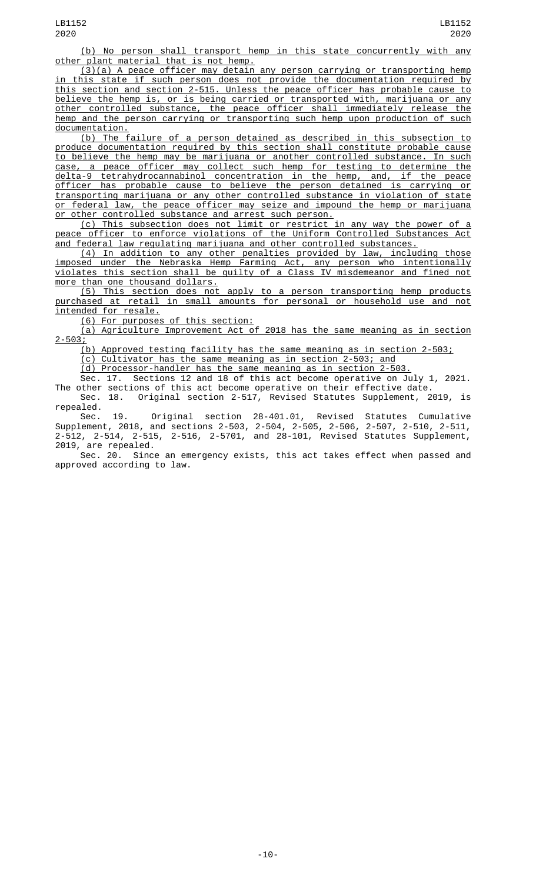(b) No person shall transport hemp in this state concurrently with any other plant material that is not hemp.

(3)(a) A peace officer may detain any person carrying or transporting hemp in this state if such person does not provide the documentation required by this section and section 2-515. Unless the peace officer has probable cause to believe the hemp is, or is being carried or transported with, marijuana or any other controlled substance, the peace officer shall immediately release the hemp and the person carrying or transporting such hemp upon production of such documentation.

(b) The failure of a person detained as described in this subsection to produce documentation required by this section shall constitute probable cause to believe the hemp may be marijuana or another controlled substance. In such case, a peace officer may collect such hemp for testing to determine the delta-9 tetrahydrocannabinol concentration in the hemp, and, if the peace officer has probable cause to believe the person detained is carrying or transporting marijuana or any other controlled substance in violation of state or federal law, the peace officer may seize and impound the hemp or marijuana or other controlled substance and arrest such person.

(c) This subsection does not limit or restrict in any way the power of a peace officer to enforce violations of the Uniform Controlled Substances Act and federal law regulating marijuana and other controlled substances.

(4) In addition to any other penalties provided by law, including those imposed under the Nebraska Hemp Farming Act, any person who intentionally violates this section shall be guilty of a Class IV misdemeanor and fined not more than one thousand dollars.

(5) This section does not apply to a person transporting hemp products purchased at retail in small amounts for personal or household use and not intended for resale.

(6) For purposes of this section:

(a) Agriculture Improvement Act of 2018 has the same meaning as in section 2-503;

(b) Approved testing facility has the same meaning as in section 2-503;

(c) Cultivator has the same meaning as in section 2-503; and

(d) Processor-handler has the same meaning as in section 2-503.

Sec. 17. Sections 12 and 18 of this act become operative on July 1, 2021. The other sections of this act become operative on their effective date.

Sec. 18. Original section 2-517, Revised Statutes Supplement, 2019, is repealed.

Sec. 19. Original section 28-401.01, Revised Statutes Cumulative Supplement, 2018, and sections 2-503, 2-504, 2-505, 2-506, 2-507, 2-510, 2-511, 2-512, 2-514, 2-515, 2-516, 2-5701, and 28-101, Revised Statutes Supplement, 2019, are repealed.

Sec. 20. Since an emergency exists, this act takes effect when passed and approved according to law.